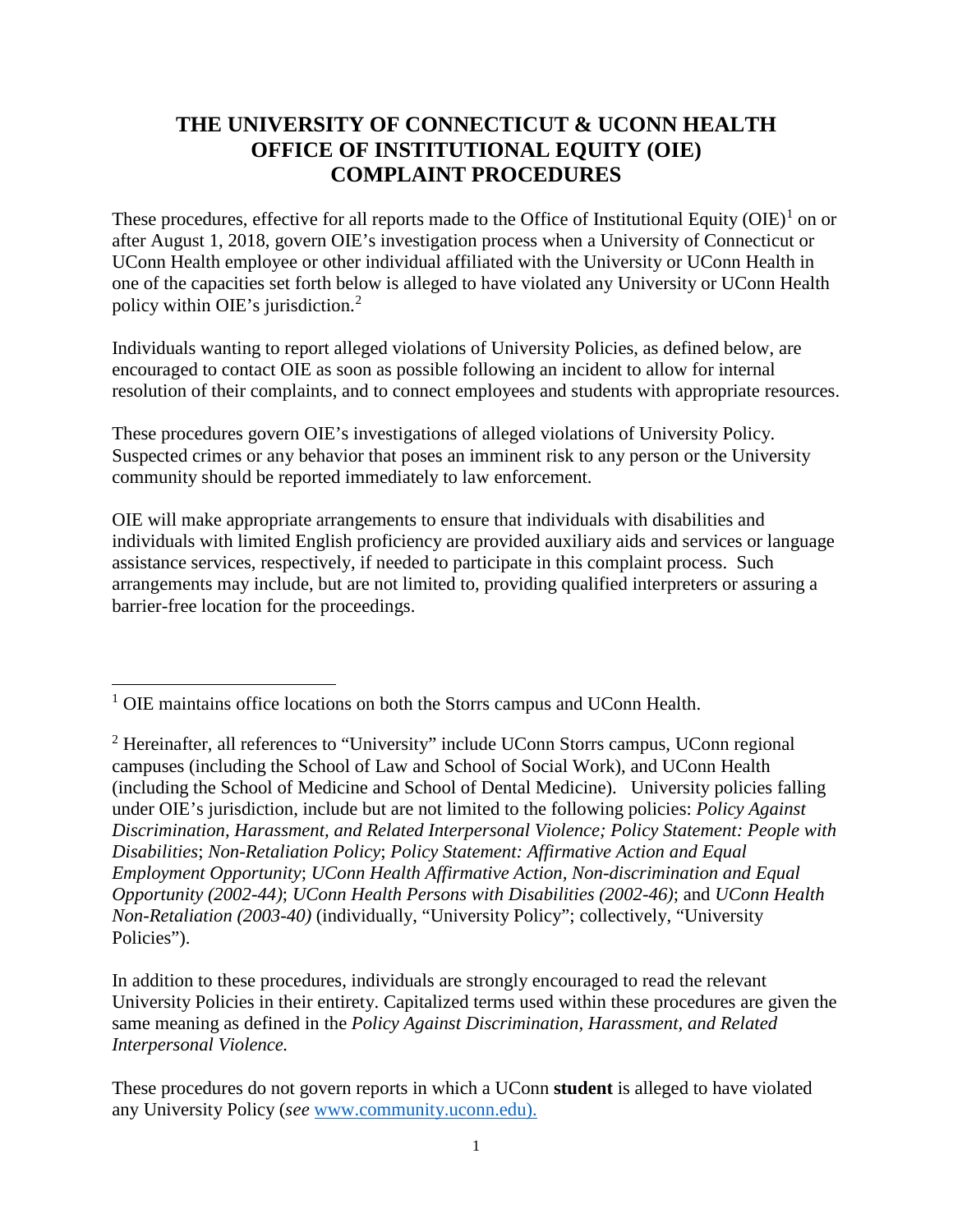# THE UNIVERSITY OF CONNECTICUT & UCONN HEALTH OFFICE OF INSTITUTIONAL EQUITY (OIE) COMPLAINT PROCEDURES

These procedures, effective for all reports made to the Office of Institutional Equity (OIE)[1] on or after August 1, 2018, govern OIE's investigation process when a University of Connecticut or UConn Health employee or other individual affiliated with the University or UConn Health in one of the capacities set forth below is alleged to have violated any University or UConn Health policy within OIE's jurisdiction.[2]

Individuals wanting to report alleged violations of University Policies, as defined below, are encouraged to contact OIE as soon as possible following an incident to allow for internal resolution of their complaints, and to connect employees and students with appropriate resources.

These procedures govern OIE's investigations of alleged violations of University Policy. Suspected crimes or any behavior that poses an imminent risk to any person or the University community should be reported immediately to law enforcement.

OIE will make appropriate arrangements to ensure that individuals with disabilities and individuals with limited English proficiency are provided auxiliary aids and services or language assistance services, respectively, if needed to participate in this complaint process. Such arrangements may include, but are not limited to, providing qualified interpreters or assuring a barrier-free location for the proceedings.

In addition to these procedures, individuals are strongly encouraged to read the relevant University Policies in their entirety. Capitalized terms used within these procedures are given the same meaning as defined in the *Policy Against Discrimination, Harassment, and Related Interpersonal Violence.*

These procedures do not govern reports in which a UConn **student** is alleged to have violated any University Policy (*see* www.community.uconn.edu).

---

[1] OIE maintains office locations on both the Storrs campus and UConn Health.

[2] Hereinafter, all references to "University" include UConn Storrs campus, UConn regional campuses (including the School of Law and School of Social Work), and UConn Health (including the School of Medicine and School of Dental Medicine). University policies falling under OIE's jurisdiction, include but are not limited to the following policies: *Policy Against Discrimination, Harassment, and Related Interpersonal Violence; Policy Statement: People with Disabilities*; *Non-Retaliation Policy*; *Policy Statement: Affirmative Action and Equal Employment Opportunity*; *UConn Health Affirmative Action, Non-discrimination and Equal Opportunity (2002-44)*; *UConn Health Persons with Disabilities (2002-46)*; and *UConn Health Non-Retaliation (2003-40)* (individually, "University Policy"; collectively, "University Policies").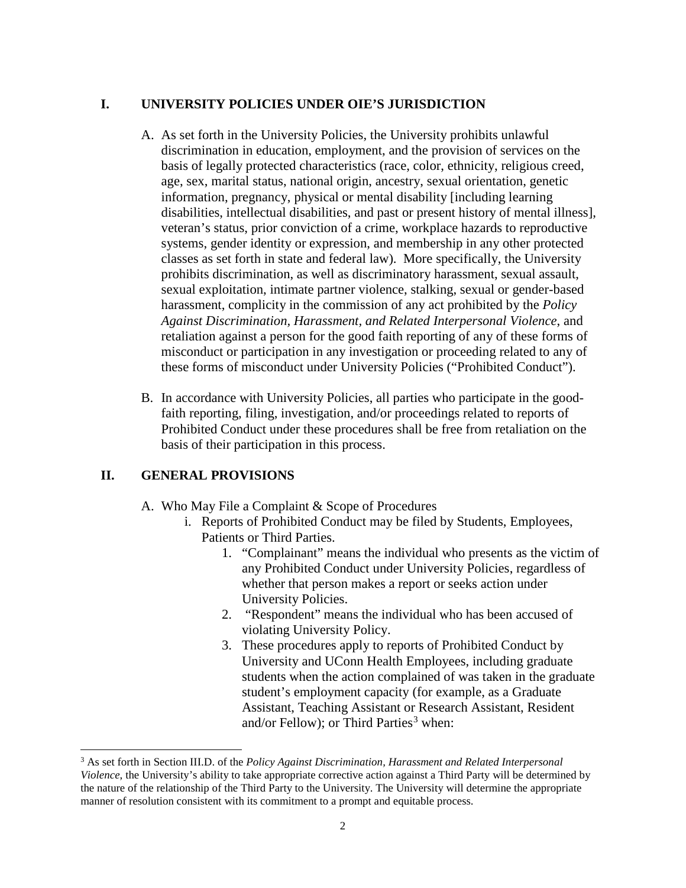## I. UNIVERSITY POLICIES UNDER OIE'S JURISDICTION

A. As set forth in the University Policies, the University prohibits unlawful discrimination in education, employment, and the provision of services on the basis of legally protected characteristics (race, color, ethnicity, religious creed, age, sex, marital status, national origin, ancestry, sexual orientation, genetic information, pregnancy, physical or mental disability [including learning disabilities, intellectual disabilities, and past or present history of mental illness], veteran's status, prior conviction of a crime, workplace hazards to reproductive systems, gender identity or expression, and membership in any other protected classes as set forth in state and federal law). More specifically, the University prohibits discrimination, as well as discriminatory harassment, sexual assault, sexual exploitation, intimate partner violence, stalking, sexual or gender-based harassment, complicity in the commission of any act prohibited by the *Policy Against Discrimination, Harassment, and Related Interpersonal Violence*, and retaliation against a person for the good faith reporting of any of these forms of misconduct or participation in any investigation or proceeding related to any of these forms of misconduct under University Policies ("Prohibited Conduct").

B. In accordance with University Policies, all parties who participate in the good-faith reporting, filing, investigation, and/or proceedings related to reports of Prohibited Conduct under these procedures shall be free from retaliation on the basis of their participation in this process.

## II. GENERAL PROVISIONS

A. Who May File a Complaint & Scope of Procedures

   i. Reports of Prohibited Conduct may be filed by Students, Employees, Patients or Third Parties.

      1. "Complainant" means the individual who presents as the victim of any Prohibited Conduct under University Policies, regardless of whether that person makes a report or seeks action under University Policies.
      2. "Respondent" means the individual who has been accused of violating University Policy.
      3. These procedures apply to reports of Prohibited Conduct by University and UConn Health Employees, including graduate students when the action complained of was taken in the graduate student's employment capacity (for example, as a Graduate Assistant, Teaching Assistant or Research Assistant, Resident and/or Fellow); or Third Parties[3] when:

[3] As set forth in Section III.D. of the *Policy Against Discrimination, Harassment and Related Interpersonal Violence*, the University's ability to take appropriate corrective action against a Third Party will be determined by the nature of the relationship of the Third Party to the University. The University will determine the appropriate manner of resolution consistent with its commitment to a prompt and equitable process.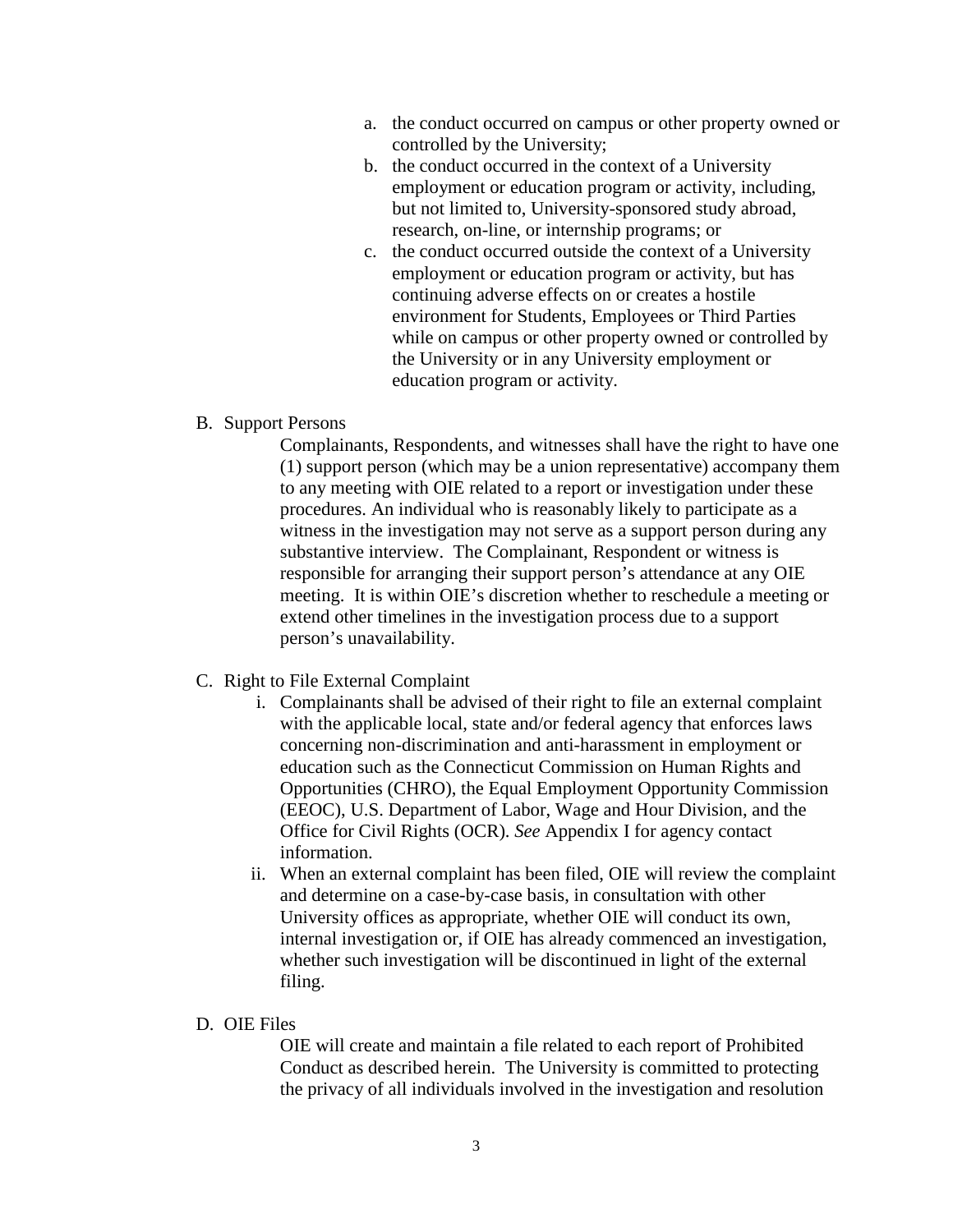a. the conduct occurred on campus or other property owned or controlled by the University;
b. the conduct occurred in the context of a University employment or education program or activity, including, but not limited to, University-sponsored study abroad, research, on-line, or internship programs; or
c. the conduct occurred outside the context of a University employment or education program or activity, but has continuing adverse effects on or creates a hostile environment for Students, Employees or Third Parties while on campus or other property owned or controlled by the University or in any University employment or education program or activity.

B. Support Persons

Complainants, Respondents, and witnesses shall have the right to have one (1) support person (which may be a union representative) accompany them to any meeting with OIE related to a report or investigation under these procedures. An individual who is reasonably likely to participate as a witness in the investigation may not serve as a support person during any substantive interview. The Complainant, Respondent or witness is responsible for arranging their support person's attendance at any OIE meeting. It is within OIE's discretion whether to reschedule a meeting or extend other timelines in the investigation process due to a support person's unavailability.

C. Right to File External Complaint

i. Complainants shall be advised of their right to file an external complaint with the applicable local, state and/or federal agency that enforces laws concerning non-discrimination and anti-harassment in employment or education such as the Connecticut Commission on Human Rights and Opportunities (CHRO), the Equal Employment Opportunity Commission (EEOC), U.S. Department of Labor, Wage and Hour Division, and the Office for Civil Rights (OCR). *See* Appendix I for agency contact information.
ii. When an external complaint has been filed, OIE will review the complaint and determine on a case-by-case basis, in consultation with other University offices as appropriate, whether OIE will conduct its own, internal investigation or, if OIE has already commenced an investigation, whether such investigation will be discontinued in light of the external filing.

D. OIE Files

OIE will create and maintain a file related to each report of Prohibited Conduct as described herein. The University is committed to protecting the privacy of all individuals involved in the investigation and resolution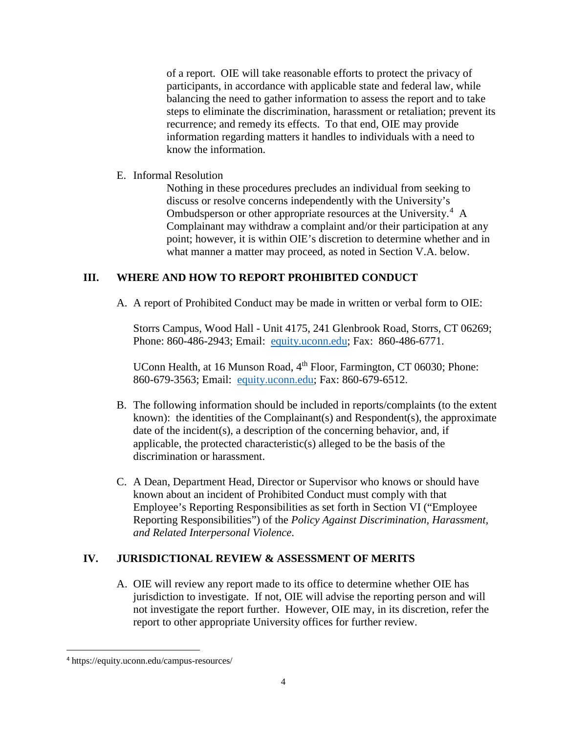of a report. OIE will take reasonable efforts to protect the privacy of participants, in accordance with applicable state and federal law, while balancing the need to gather information to assess the report and to take steps to eliminate the discrimination, harassment or retaliation; prevent its recurrence; and remedy its effects. To that end, OIE may provide information regarding matters it handles to individuals with a need to know the information.

E. Informal Resolution

Nothing in these procedures precludes an individual from seeking to discuss or resolve concerns independently with the University's Ombudsperson or other appropriate resources at the University.[4] A Complainant may withdraw a complaint and/or their participation at any point; however, it is within OIE's discretion to determine whether and in what manner a matter may proceed, as noted in Section V.A. below.

## III. WHERE AND HOW TO REPORT PROHIBITED CONDUCT

A. A report of Prohibited Conduct may be made in written or verbal form to OIE:

Storrs Campus, Wood Hall - Unit 4175, 241 Glenbrook Road, Storrs, CT 06269; Phone: 860-486-2943; Email: equity.uconn.edu; Fax: 860-486-6771.

UConn Health, at 16 Munson Road, 4th Floor, Farmington, CT 06030; Phone: 860-679-3563; Email: equity.uconn.edu; Fax: 860-679-6512.

B. The following information should be included in reports/complaints (to the extent known): the identities of the Complainant(s) and Respondent(s), the approximate date of the incident(s), a description of the concerning behavior, and, if applicable, the protected characteristic(s) alleged to be the basis of the discrimination or harassment.

C. A Dean, Department Head, Director or Supervisor who knows or should have known about an incident of Prohibited Conduct must comply with that Employee's Reporting Responsibilities as set forth in Section VI ("Employee Reporting Responsibilities") of the *Policy Against Discrimination, Harassment, and Related Interpersonal Violence*.

## IV. JURISDICTIONAL REVIEW & ASSESSMENT OF MERITS

A. OIE will review any report made to its office to determine whether OIE has jurisdiction to investigate. If not, OIE will advise the reporting person and will not investigate the report further. However, OIE may, in its discretion, refer the report to other appropriate University offices for further review.

---

[4] https://equity.uconn.edu/campus-resources/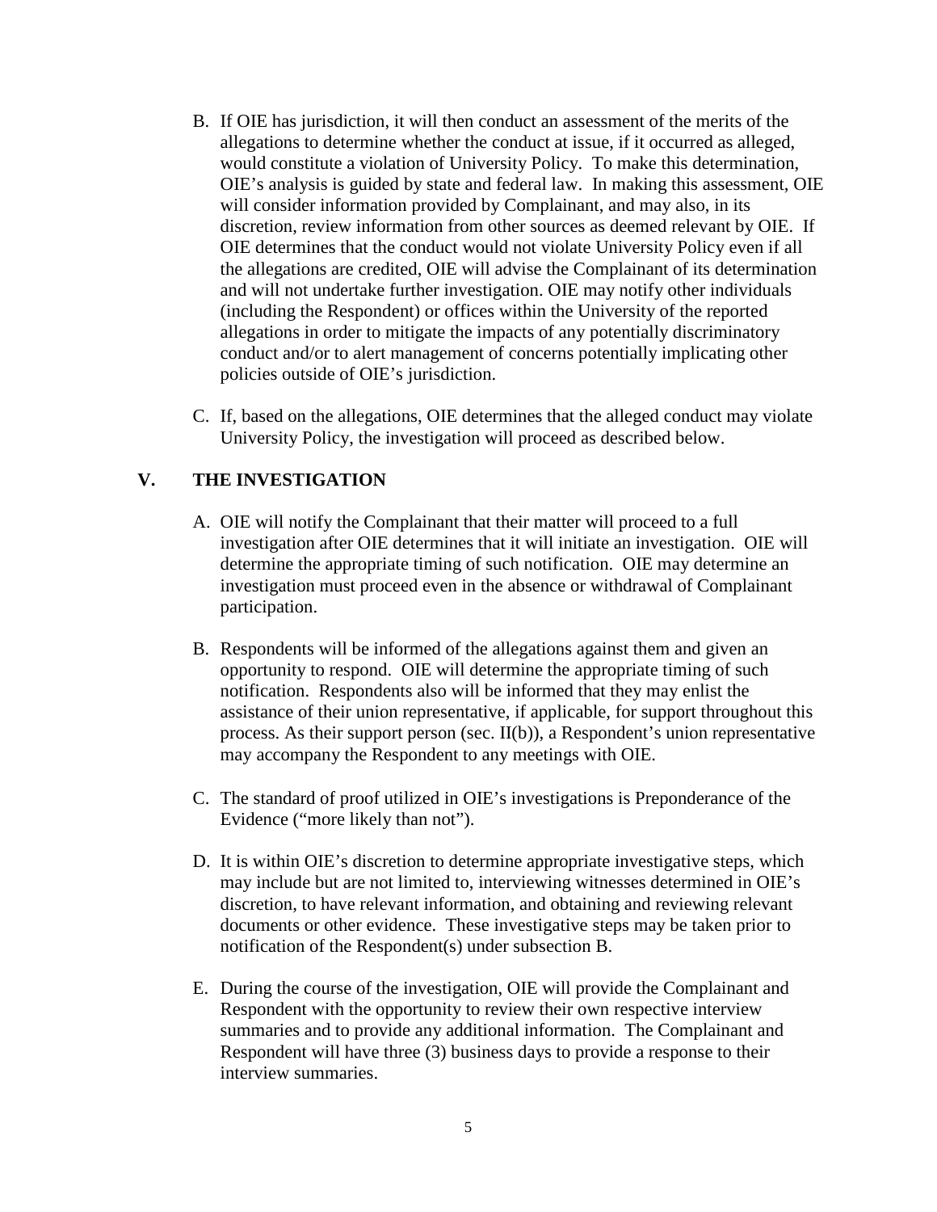B. If OIE has jurisdiction, it will then conduct an assessment of the merits of the allegations to determine whether the conduct at issue, if it occurred as alleged, would constitute a violation of University Policy. To make this determination, OIE's analysis is guided by state and federal law. In making this assessment, OIE will consider information provided by Complainant, and may also, in its discretion, review information from other sources as deemed relevant by OIE. If OIE determines that the conduct would not violate University Policy even if all the allegations are credited, OIE will advise the Complainant of its determination and will not undertake further investigation. OIE may notify other individuals (including the Respondent) or offices within the University of the reported allegations in order to mitigate the impacts of any potentially discriminatory conduct and/or to alert management of concerns potentially implicating other policies outside of OIE's jurisdiction.

C. If, based on the allegations, OIE determines that the alleged conduct may violate University Policy, the investigation will proceed as described below.

## V. THE INVESTIGATION

A. OIE will notify the Complainant that their matter will proceed to a full investigation after OIE determines that it will initiate an investigation. OIE will determine the appropriate timing of such notification. OIE may determine an investigation must proceed even in the absence or withdrawal of Complainant participation.

B. Respondents will be informed of the allegations against them and given an opportunity to respond. OIE will determine the appropriate timing of such notification. Respondents also will be informed that they may enlist the assistance of their union representative, if applicable, for support throughout this process. As their support person (sec. II(b)), a Respondent's union representative may accompany the Respondent to any meetings with OIE.

C. The standard of proof utilized in OIE's investigations is Preponderance of the Evidence ("more likely than not").

D. It is within OIE's discretion to determine appropriate investigative steps, which may include but are not limited to, interviewing witnesses determined in OIE's discretion, to have relevant information, and obtaining and reviewing relevant documents or other evidence. These investigative steps may be taken prior to notification of the Respondent(s) under subsection B.

E. During the course of the investigation, OIE will provide the Complainant and Respondent with the opportunity to review their own respective interview summaries and to provide any additional information. The Complainant and Respondent will have three (3) business days to provide a response to their interview summaries.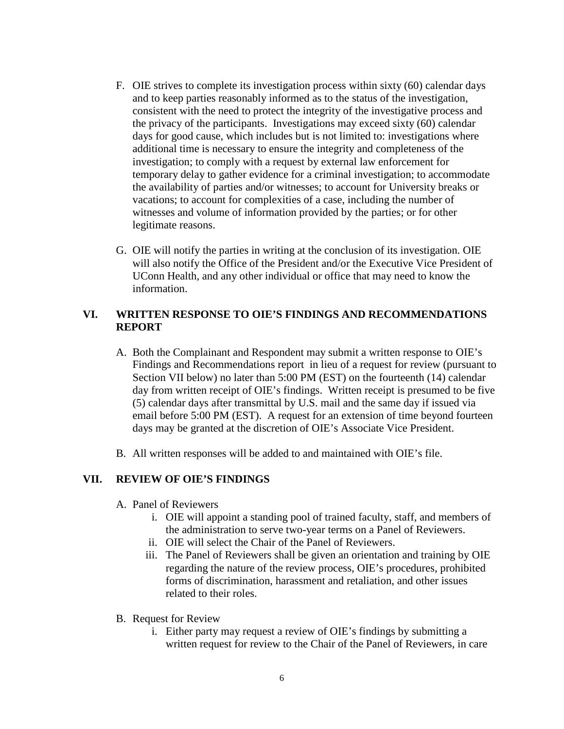F. OIE strives to complete its investigation process within sixty (60) calendar days and to keep parties reasonably informed as to the status of the investigation, consistent with the need to protect the integrity of the investigative process and the privacy of the participants. Investigations may exceed sixty (60) calendar days for good cause, which includes but is not limited to: investigations where additional time is necessary to ensure the integrity and completeness of the investigation; to comply with a request by external law enforcement for temporary delay to gather evidence for a criminal investigation; to accommodate the availability of parties and/or witnesses; to account for University breaks or vacations; to account for complexities of a case, including the number of witnesses and volume of information provided by the parties; or for other legitimate reasons.

G. OIE will notify the parties in writing at the conclusion of its investigation. OIE will also notify the Office of the President and/or the Executive Vice President of UConn Health, and any other individual or office that may need to know the information.

## VI. WRITTEN RESPONSE TO OIE'S FINDINGS AND RECOMMENDATIONS REPORT

A. Both the Complainant and Respondent may submit a written response to OIE's Findings and Recommendations report in lieu of a request for review (pursuant to Section VII below) no later than 5:00 PM (EST) on the fourteenth (14) calendar day from written receipt of OIE's findings. Written receipt is presumed to be five (5) calendar days after transmittal by U.S. mail and the same day if issued via email before 5:00 PM (EST). A request for an extension of time beyond fourteen days may be granted at the discretion of OIE's Associate Vice President.

B. All written responses will be added to and maintained with OIE's file.

## VII. REVIEW OF OIE'S FINDINGS

A. Panel of Reviewers
   i. OIE will appoint a standing pool of trained faculty, staff, and members of the administration to serve two-year terms on a Panel of Reviewers.
   ii. OIE will select the Chair of the Panel of Reviewers.
   iii. The Panel of Reviewers shall be given an orientation and training by OIE regarding the nature of the review process, OIE's procedures, prohibited forms of discrimination, harassment and retaliation, and other issues related to their roles.

B. Request for Review
   i. Either party may request a review of OIE's findings by submitting a written request for review to the Chair of the Panel of Reviewers, in care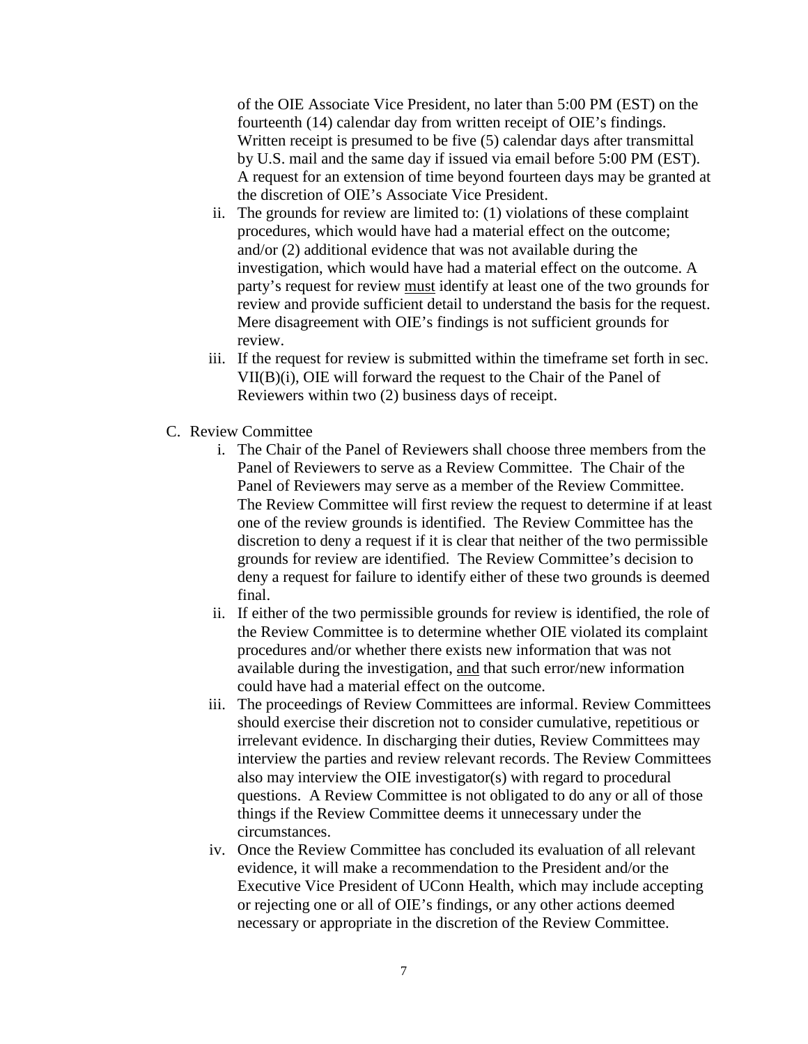of the OIE Associate Vice President, no later than 5:00 PM (EST) on the fourteenth (14) calendar day from written receipt of OIE's findings. Written receipt is presumed to be five (5) calendar days after transmittal by U.S. mail and the same day if issued via email before 5:00 PM (EST). A request for an extension of time beyond fourteen days may be granted at the discretion of OIE's Associate Vice President.

ii. The grounds for review are limited to: (1) violations of these complaint procedures, which would have had a material effect on the outcome; and/or (2) additional evidence that was not available during the investigation, which would have had a material effect on the outcome. A party's request for review <u>must</u> identify at least one of the two grounds for review and provide sufficient detail to understand the basis for the request. Mere disagreement with OIE's findings is not sufficient grounds for review.

iii. If the request for review is submitted within the timeframe set forth in sec. VII(B)(i), OIE will forward the request to the Chair of the Panel of Reviewers within two (2) business days of receipt.

C. Review Committee

i. The Chair of the Panel of Reviewers shall choose three members from the Panel of Reviewers to serve as a Review Committee. The Chair of the Panel of Reviewers may serve as a member of the Review Committee. The Review Committee will first review the request to determine if at least one of the review grounds is identified. The Review Committee has the discretion to deny a request if it is clear that neither of the two permissible grounds for review are identified. The Review Committee's decision to deny a request for failure to identify either of these two grounds is deemed final.

ii. If either of the two permissible grounds for review is identified, the role of the Review Committee is to determine whether OIE violated its complaint procedures and/or whether there exists new information that was not available during the investigation, <u>and</u> that such error/new information could have had a material effect on the outcome.

iii. The proceedings of Review Committees are informal. Review Committees should exercise their discretion not to consider cumulative, repetitious or irrelevant evidence. In discharging their duties, Review Committees may interview the parties and review relevant records. The Review Committees also may interview the OIE investigator(s) with regard to procedural questions. A Review Committee is not obligated to do any or all of those things if the Review Committee deems it unnecessary under the circumstances.

iv. Once the Review Committee has concluded its evaluation of all relevant evidence, it will make a recommendation to the President and/or the Executive Vice President of UConn Health, which may include accepting or rejecting one or all of OIE's findings, or any other actions deemed necessary or appropriate in the discretion of the Review Committee.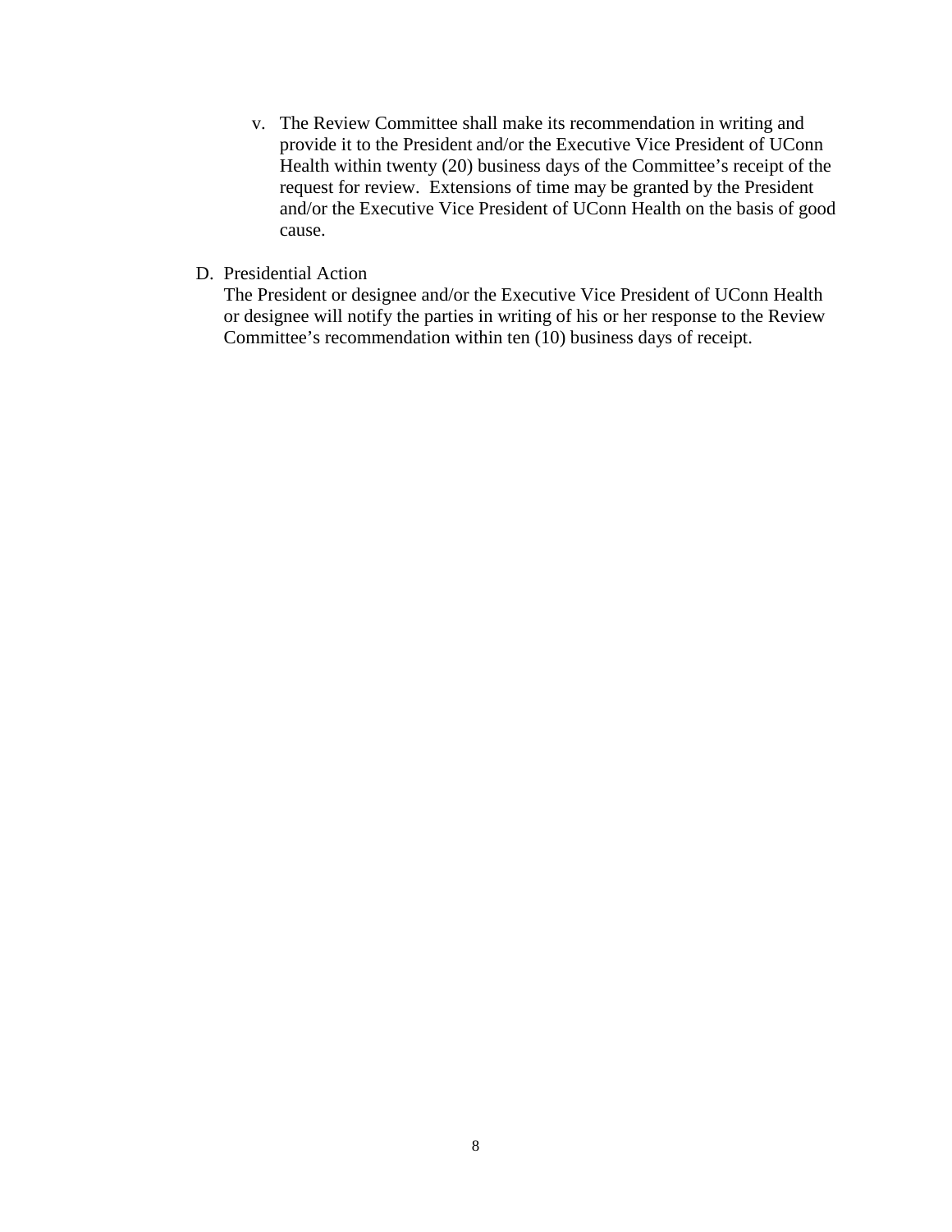v. The Review Committee shall make its recommendation in writing and provide it to the President and/or the Executive Vice President of UConn Health within twenty (20) business days of the Committee's receipt of the request for review. Extensions of time may be granted by the President and/or the Executive Vice President of UConn Health on the basis of good cause.

D. Presidential Action

The President or designee and/or the Executive Vice President of UConn Health or designee will notify the parties in writing of his or her response to the Review Committee's recommendation within ten (10) business days of receipt.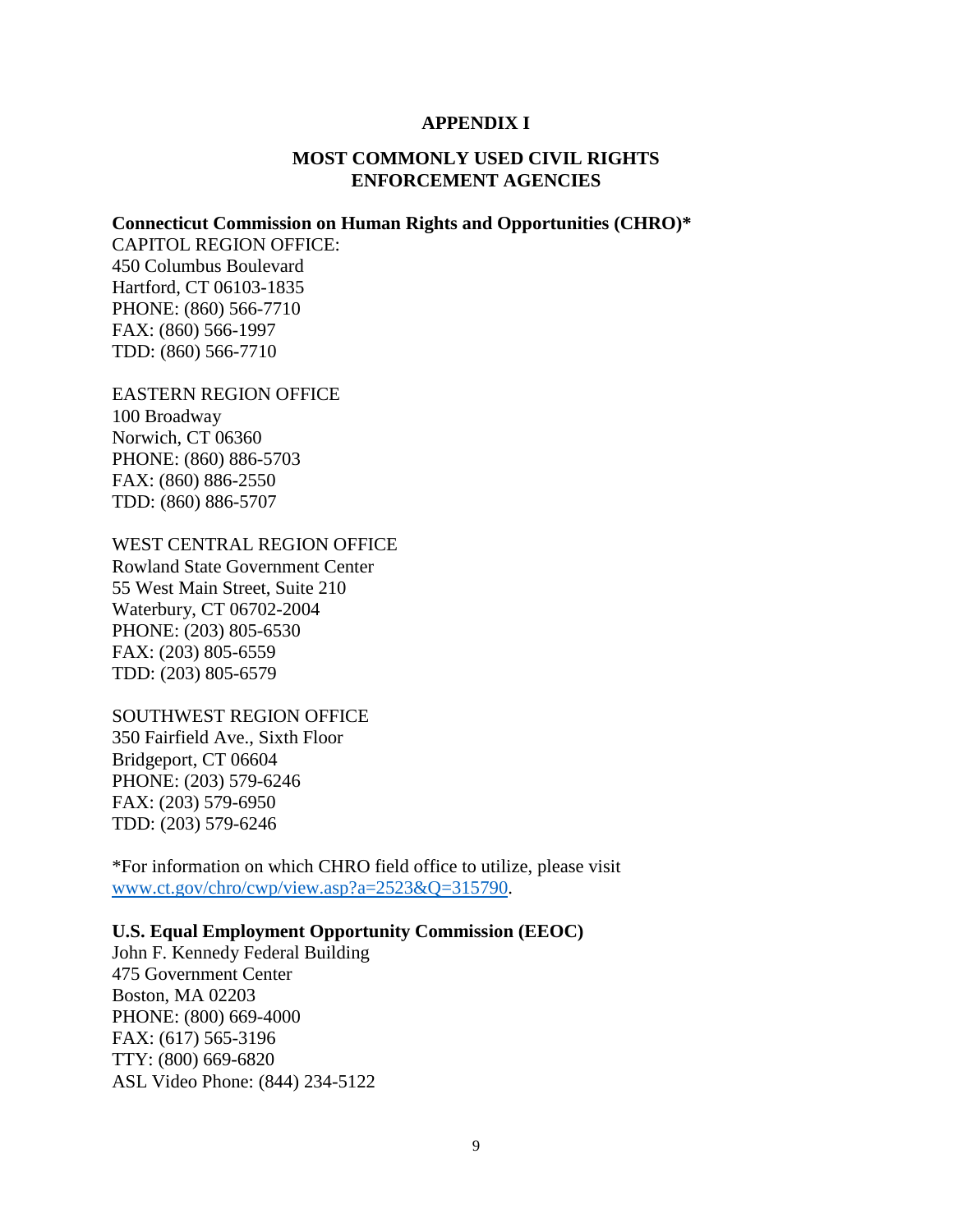# APPENDIX I

## MOST COMMONLY USED CIVIL RIGHTS ENFORCEMENT AGENCIES

**Connecticut Commission on Human Rights and Opportunities (CHRO)***

CAPITOL REGION OFFICE:
450 Columbus Boulevard
Hartford, CT 06103-1835
PHONE: (860) 566-7710
FAX: (860) 566-1997
TDD: (860) 566-7710

EASTERN REGION OFFICE
100 Broadway
Norwich, CT 06360
PHONE: (860) 886-5703
FAX: (860) 886-2550
TDD: (860) 886-5707

WEST CENTRAL REGION OFFICE
Rowland State Government Center
55 West Main Street, Suite 210
Waterbury, CT 06702-2004
PHONE: (203) 805-6530
FAX: (203) 805-6559
TDD: (203) 805-6579

SOUTHWEST REGION OFFICE
350 Fairfield Ave., Sixth Floor
Bridgeport, CT 06604
PHONE: (203) 579-6246
FAX: (203) 579-6950
TDD: (203) 579-6246

*For information on which CHRO field office to utilize, please visit www.ct.gov/chro/cwp/view.asp?a=2523&Q=315790.

**U.S. Equal Employment Opportunity Commission (EEOC)**

John F. Kennedy Federal Building
475 Government Center
Boston, MA 02203
PHONE: (800) 669-4000
FAX: (617) 565-3196
TTY: (800) 669-6820
ASL Video Phone: (844) 234-5122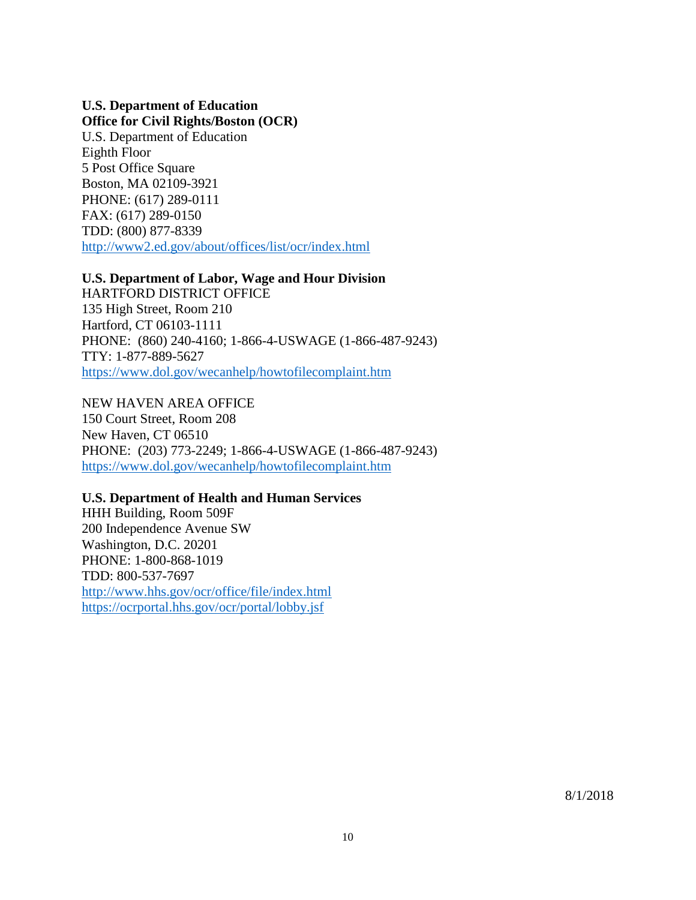**U.S. Department of Education**
**Office for Civil Rights/Boston (OCR)**
U.S. Department of Education
Eighth Floor
5 Post Office Square
Boston, MA 02109-3921
PHONE: (617) 289-0111
FAX: (617) 289-0150
TDD: (800) 877-8339
http://www2.ed.gov/about/offices/list/ocr/index.html

**U.S. Department of Labor, Wage and Hour Division**
HARTFORD DISTRICT OFFICE
135 High Street, Room 210
Hartford, CT 06103-1111
PHONE: (860) 240-4160; 1-866-4-USWAGE (1-866-487-9243)
TTY: 1-877-889-5627
https://www.dol.gov/wecanhelp/howtofilecomplaint.htm

NEW HAVEN AREA OFFICE
150 Court Street, Room 208
New Haven, CT 06510
PHONE: (203) 773-2249; 1-866-4-USWAGE (1-866-487-9243)
https://www.dol.gov/wecanhelp/howtofilecomplaint.htm

**U.S. Department of Health and Human Services**
HHH Building, Room 509F
200 Independence Avenue SW
Washington, D.C. 20201
PHONE: 1-800-868-1019
TDD: 800-537-7697
http://www.hhs.gov/ocr/office/file/index.html
https://ocrportal.hhs.gov/ocr/portal/lobby.jsf

8/1/2018